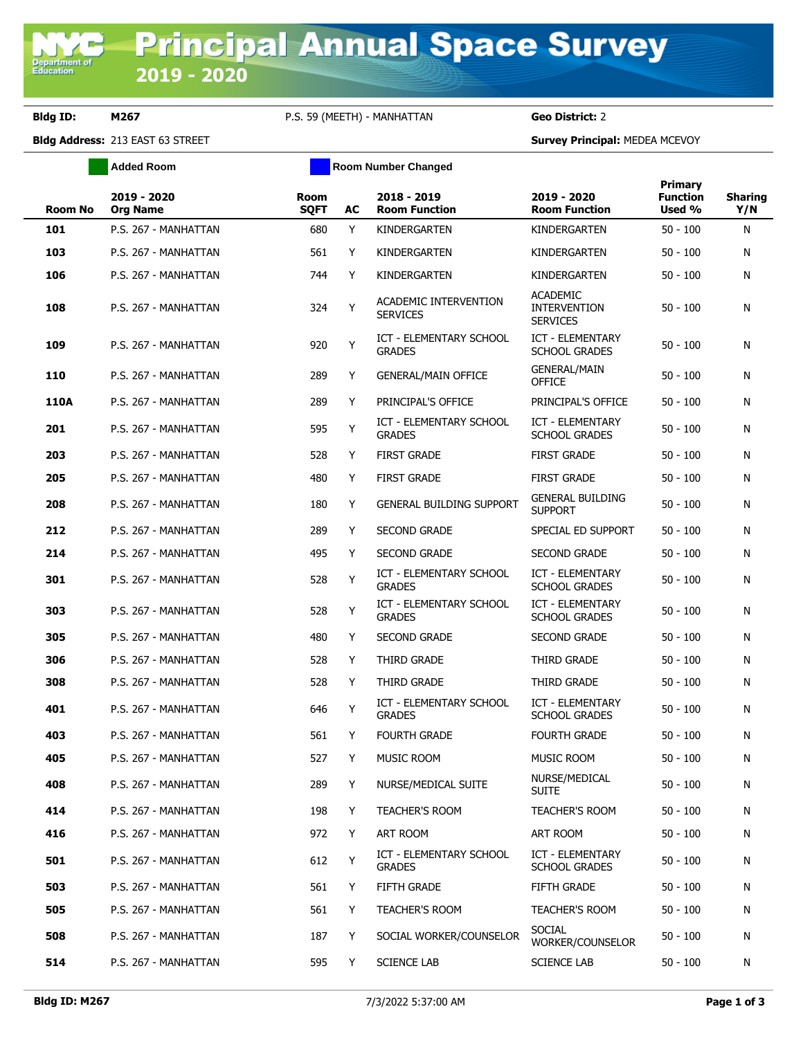# Principal Annual Space Survey 2019 - 2020

**Bldg ID:** M267 P.S. 59 (MEETH) - MANHATTAN **Geo District:** 2

**Bldg Address:** 213 EAST 63 STREET **Survey Principal:** MEDEA MCEVOY

Added Room | Room Number Changed

| Room No | 2019 - 2020 Org Name | Room SQFT | AC | 2018 - 2019 Room Function | 2019 - 2020 Room Function | Primary Function Used % | Sharing Y/N |
|---|---|---|---|---|---|---|---|
| **101** | P.S. 267 - MANHATTAN | 680 | Y | KINDERGARTEN | KINDERGARTEN | 50 - 100 | N |
| **103** | P.S. 267 - MANHATTAN | 561 | Y | KINDERGARTEN | KINDERGARTEN | 50 - 100 | N |
| **106** | P.S. 267 - MANHATTAN | 744 | Y | KINDERGARTEN | KINDERGARTEN | 50 - 100 | N |
| **108** | P.S. 267 - MANHATTAN | 324 | Y | ACADEMIC INTERVENTION SERVICES | ACADEMIC INTERVENTION SERVICES | 50 - 100 | N |
| **109** | P.S. 267 - MANHATTAN | 920 | Y | ICT - ELEMENTARY SCHOOL GRADES | ICT - ELEMENTARY SCHOOL GRADES | 50 - 100 | N |
| **110** | P.S. 267 - MANHATTAN | 289 | Y | GENERAL/MAIN OFFICE | GENERAL/MAIN OFFICE | 50 - 100 | N |
| **110A** | P.S. 267 - MANHATTAN | 289 | Y | PRINCIPAL'S OFFICE | PRINCIPAL'S OFFICE | 50 - 100 | N |
| **201** | P.S. 267 - MANHATTAN | 595 | Y | ICT - ELEMENTARY SCHOOL GRADES | ICT - ELEMENTARY SCHOOL GRADES | 50 - 100 | N |
| **203** | P.S. 267 - MANHATTAN | 528 | Y | FIRST GRADE | FIRST GRADE | 50 - 100 | N |
| **205** | P.S. 267 - MANHATTAN | 480 | Y | FIRST GRADE | FIRST GRADE | 50 - 100 | N |
| **208** | P.S. 267 - MANHATTAN | 180 | Y | GENERAL BUILDING SUPPORT | GENERAL BUILDING SUPPORT | 50 - 100 | N |
| **212** | P.S. 267 - MANHATTAN | 289 | Y | SECOND GRADE | SPECIAL ED SUPPORT | 50 - 100 | N |
| **214** | P.S. 267 - MANHATTAN | 495 | Y | SECOND GRADE | SECOND GRADE | 50 - 100 | N |
| **301** | P.S. 267 - MANHATTAN | 528 | Y | ICT - ELEMENTARY SCHOOL GRADES | ICT - ELEMENTARY SCHOOL GRADES | 50 - 100 | N |
| **303** | P.S. 267 - MANHATTAN | 528 | Y | ICT - ELEMENTARY SCHOOL GRADES | ICT - ELEMENTARY SCHOOL GRADES | 50 - 100 | N |
| **305** | P.S. 267 - MANHATTAN | 480 | Y | SECOND GRADE | SECOND GRADE | 50 - 100 | N |
| **306** | P.S. 267 - MANHATTAN | 528 | Y | THIRD GRADE | THIRD GRADE | 50 - 100 | N |
| **308** | P.S. 267 - MANHATTAN | 528 | Y | THIRD GRADE | THIRD GRADE | 50 - 100 | N |
| **401** | P.S. 267 - MANHATTAN | 646 | Y | ICT - ELEMENTARY SCHOOL GRADES | ICT - ELEMENTARY SCHOOL GRADES | 50 - 100 | N |
| **403** | P.S. 267 - MANHATTAN | 561 | Y | FOURTH GRADE | FOURTH GRADE | 50 - 100 | N |
| **405** | P.S. 267 - MANHATTAN | 527 | Y | MUSIC ROOM | MUSIC ROOM | 50 - 100 | N |
| **408** | P.S. 267 - MANHATTAN | 289 | Y | NURSE/MEDICAL SUITE | NURSE/MEDICAL SUITE | 50 - 100 | N |
| **414** | P.S. 267 - MANHATTAN | 198 | Y | TEACHER'S ROOM | TEACHER'S ROOM | 50 - 100 | N |
| **416** | P.S. 267 - MANHATTAN | 972 | Y | ART ROOM | ART ROOM | 50 - 100 | N |
| **501** | P.S. 267 - MANHATTAN | 612 | Y | ICT - ELEMENTARY SCHOOL GRADES | ICT - ELEMENTARY SCHOOL GRADES | 50 - 100 | N |
| **503** | P.S. 267 - MANHATTAN | 561 | Y | FIFTH GRADE | FIFTH GRADE | 50 - 100 | N |
| **505** | P.S. 267 - MANHATTAN | 561 | Y | TEACHER'S ROOM | TEACHER'S ROOM | 50 - 100 | N |
| **508** | P.S. 267 - MANHATTAN | 187 | Y | SOCIAL WORKER/COUNSELOR | SOCIAL WORKER/COUNSELOR | 50 - 100 | N |
| **514** | P.S. 267 - MANHATTAN | 595 | Y | SCIENCE LAB | SCIENCE LAB | 50 - 100 | N |

**Bldg ID: M267** 7/3/2022 5:37:00 AM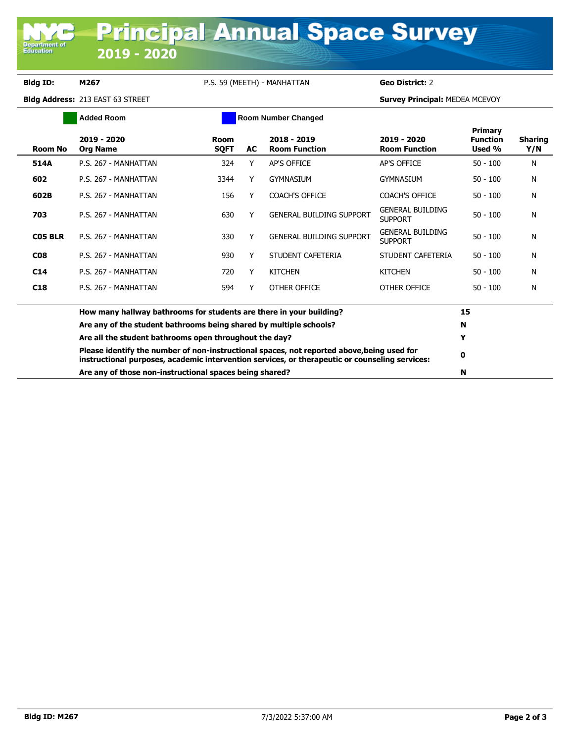# Principal Annual Space Survey 2019 - 2020

**Bldg ID:** M267 &nbsp;&nbsp; P.S. 59 (MEETH) - MANHATTAN &nbsp;&nbsp; **Geo District:** 2

**Bldg Address:** 213 EAST 63 STREET &nbsp;&nbsp; **Survey Principal:** MEDEA MCEVOY

Added Room &nbsp;&nbsp; Room Number Changed

| Room No | 2019 - 2020 Org Name | Room SQFT | AC | 2018 - 2019 Room Function | 2019 - 2020 Room Function | Primary Function Used % | Sharing Y/N |
|---|---|---|---|---|---|---|---|
| 514A | P.S. 267 - MANHATTAN | 324 | Y | AP'S OFFICE | AP'S OFFICE | 50 - 100 | N |
| 602 | P.S. 267 - MANHATTAN | 3344 | Y | GYMNASIUM | GYMNASIUM | 50 - 100 | N |
| 602B | P.S. 267 - MANHATTAN | 156 | Y | COACH'S OFFICE | COACH'S OFFICE | 50 - 100 | N |
| 703 | P.S. 267 - MANHATTAN | 630 | Y | GENERAL BUILDING SUPPORT | GENERAL BUILDING SUPPORT | 50 - 100 | N |
| C05 BLR | P.S. 267 - MANHATTAN | 330 | Y | GENERAL BUILDING SUPPORT | GENERAL BUILDING SUPPORT | 50 - 100 | N |
| C08 | P.S. 267 - MANHATTAN | 930 | Y | STUDENT CAFETERIA | STUDENT CAFETERIA | 50 - 100 | N |
| C14 | P.S. 267 - MANHATTAN | 720 | Y | KITCHEN | KITCHEN | 50 - 100 | N |
| C18 | P.S. 267 - MANHATTAN | 594 | Y | OTHER OFFICE | OTHER OFFICE | 50 - 100 | N |

| Question | Answer |
|---|---|
| **How many hallway bathrooms for students are there in your building?** | **15** |
| **Are any of the student bathrooms being shared by multiple schools?** | **N** |
| **Are all the student bathrooms open throughout the day?** | **Y** |
| **Please identify the number of non-instructional spaces, not reported above,being used for instructional purposes, academic intervention services, or therapeutic or counseling services:** | **0** |
| **Are any of those non-instructional spaces being shared?** | **N** |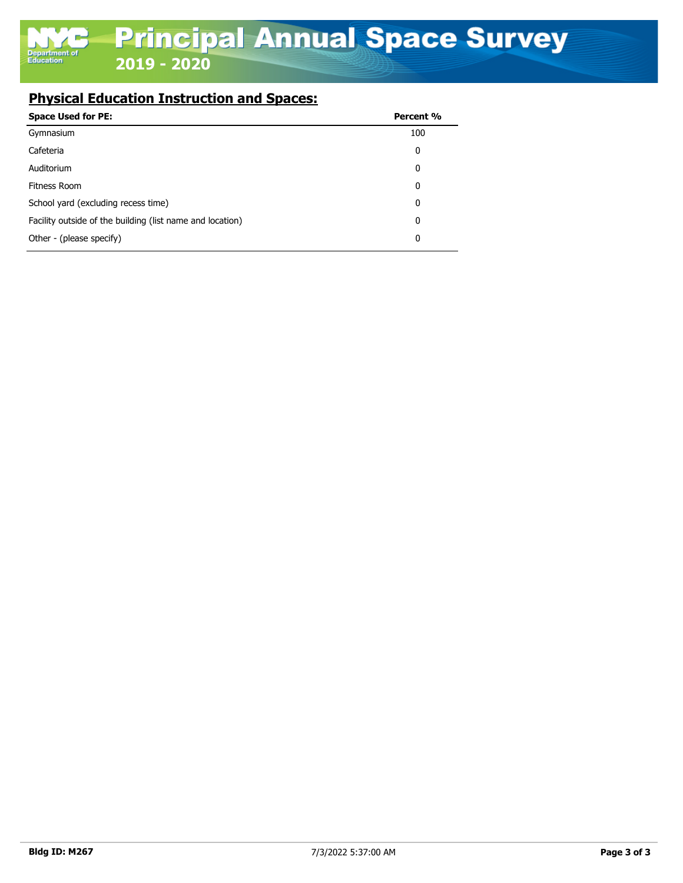## Physical Education Instruction and Spaces:

| Space Used for PE: | Percent % |
|---|---|
| Gymnasium | 100 |
| Cafeteria | 0 |
| Auditorium | 0 |
| Fitness Room | 0 |
| School yard (excluding recess time) | 0 |
| Facility outside of the building (list name and location) | 0 |
| Other - (please specify) | 0 |